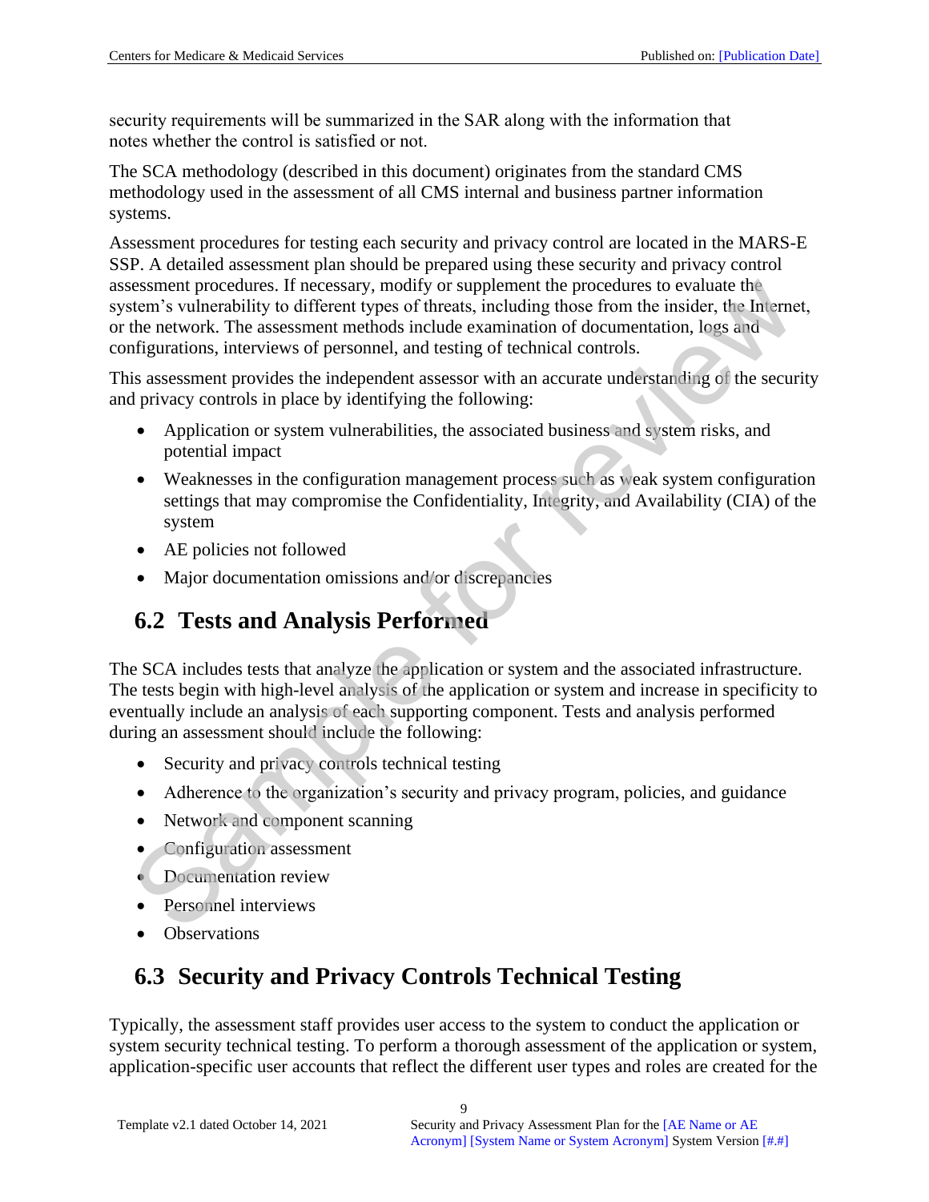security requirements will be summarized in the SAR along with the information that notes whether the control is satisfied or not.

The SCA methodology (described in this document) originates from the standard CMS methodology used in the assessment of all CMS internal and business partner information systems.

Assessment procedures for testing each security and privacy control are located in the MARS-E SSP. A detailed assessment plan should be prepared using these security and privacy control assessment procedures. If necessary, modify or supplement the procedures to evaluate the system's vulnerability to different types of threats, including those from the insider, the Internet, or the network. The assessment methods include examination of documentation, logs and configurations, interviews of personnel, and testing of technical controls.

This assessment provides the independent assessor with an accurate understanding of the security and privacy controls in place by identifying the following:

- Application or system vulnerabilities, the associated business and system risks, and potential impact
- Weaknesses in the configuration management process such as weak system configuration settings that may compromise the Confidentiality, Integrity, and Availability (CIA) of the system
- AE policies not followed
- Major documentation omissions and/or discrepancies

## 6.2 Tests and Analysis Performed

The SCA includes tests that analyze the application or system and the associated infrastructure. The tests begin with high-level analysis of the application or system and increase in specificity to eventually include an analysis of each supporting component. Tests and analysis performed during an assessment should include the following:

- Security and privacy controls technical testing
- Adherence to the organization's security and privacy program, policies, and guidance
- Network and component scanning
- Configuration assessment
- Documentation review
- Personnel interviews
- Observations

## 6.3 Security and Privacy Controls Technical Testing

Typically, the assessment staff provides user access to the system to conduct the application or system security technical testing. To perform a thorough assessment of the application or system, application-specific user accounts that reflect the different user types and roles are created for the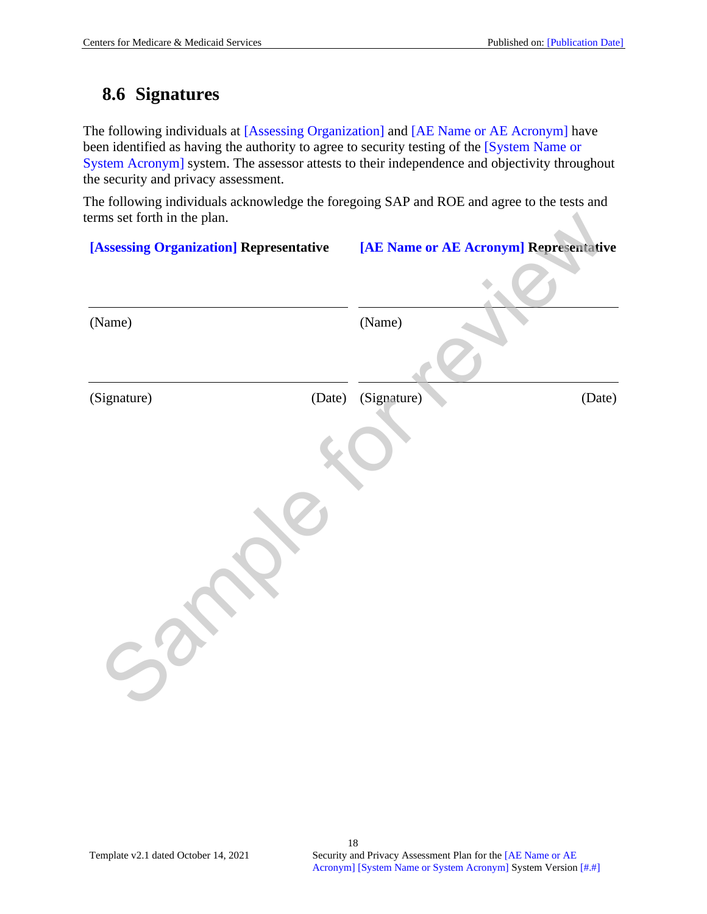## 8.6 Signatures

The following individuals at [Assessing Organization] and [AE Name or AE Acronym] have been identified as having the authority to agree to security testing of the [System Name or System Acronym] system. The assessor attests to their independence and objectivity throughout the security and privacy assessment.

The following individuals acknowledge the foregoing SAP and ROE and agree to the tests and terms set forth in the plan.

| **[Assessing Organization] Representative** | | **[AE Name or AE Acronym] Representative** | |
|---|---|---|---|
| (Name) | | (Name) | |
| (Signature) | (Date) | (Signature) | (Date) |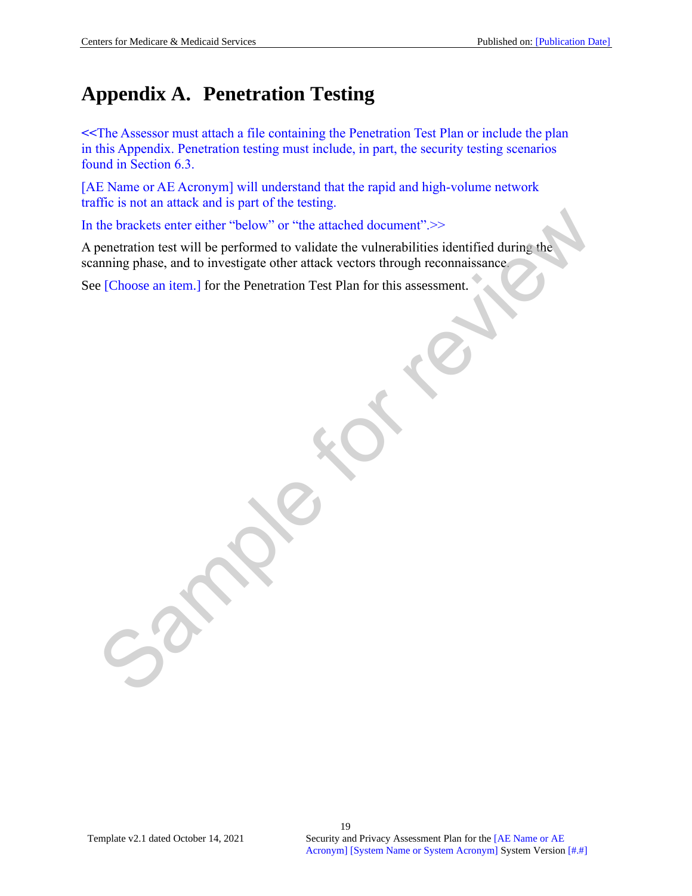# Appendix A. Penetration Testing

<<The Assessor must attach a file containing the Penetration Test Plan or include the plan in this Appendix. Penetration testing must include, in part, the security testing scenarios found in Section 6.3.

[AE Name or AE Acronym] will understand that the rapid and high-volume network traffic is not an attack and is part of the testing.

In the brackets enter either “below” or “the attached document”.>>

A penetration test will be performed to validate the vulnerabilities identified during the scanning phase, and to investigate other attack vectors through reconnaissance.

See [Choose an item.] for the Penetration Test Plan for this assessment.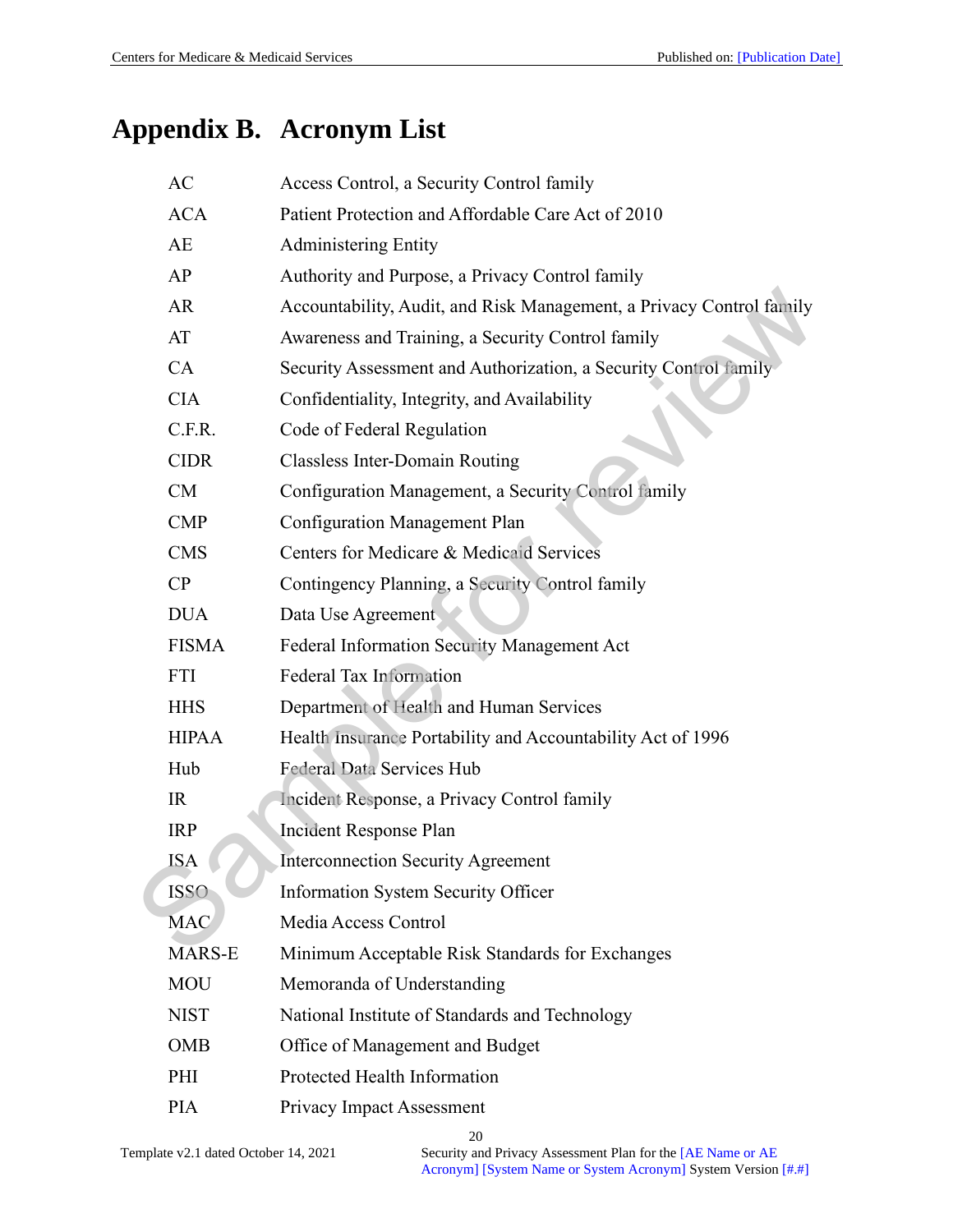# Appendix B. Acronym List

| | |
|---|---|
| AC | Access Control, a Security Control family |
| ACA | Patient Protection and Affordable Care Act of 2010 |
| AE | Administering Entity |
| AP | Authority and Purpose, a Privacy Control family |
| AR | Accountability, Audit, and Risk Management, a Privacy Control family |
| AT | Awareness and Training, a Security Control family |
| CA | Security Assessment and Authorization, a Security Control family |
| CIA | Confidentiality, Integrity, and Availability |
| C.F.R. | Code of Federal Regulation |
| CIDR | Classless Inter-Domain Routing |
| CM | Configuration Management, a Security Control family |
| CMP | Configuration Management Plan |
| CMS | Centers for Medicare & Medicaid Services |
| CP | Contingency Planning, a Security Control family |
| DUA | Data Use Agreement |
| FISMA | Federal Information Security Management Act |
| FTI | Federal Tax Information |
| HHS | Department of Health and Human Services |
| HIPAA | Health Insurance Portability and Accountability Act of 1996 |
| Hub | Federal Data Services Hub |
| IR | Incident Response, a Privacy Control family |
| IRP | Incident Response Plan |
| ISA | Interconnection Security Agreement |
| ISSO | Information System Security Officer |
| MAC | Media Access Control |
| MARS-E | Minimum Acceptable Risk Standards for Exchanges |
| MOU | Memoranda of Understanding |
| NIST | National Institute of Standards and Technology |
| OMB | Office of Management and Budget |
| PHI | Protected Health Information |
| PIA | Privacy Impact Assessment |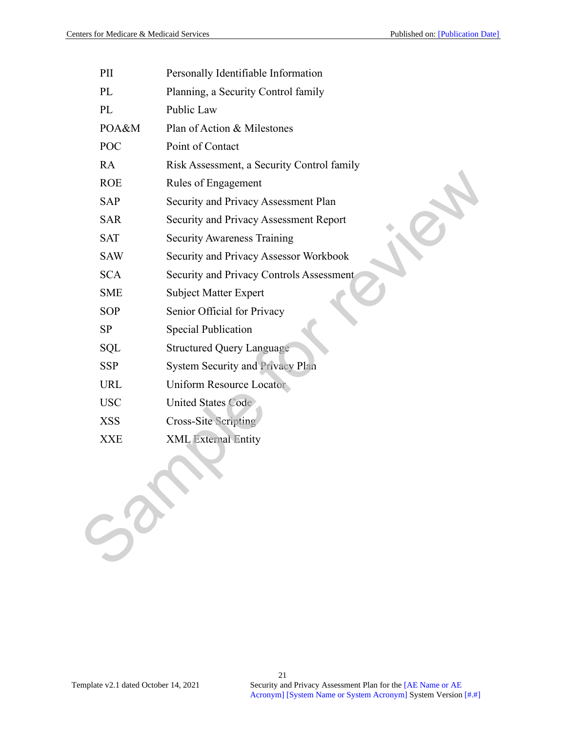| | |
|---|---|
| PII | Personally Identifiable Information |
| PL | Planning, a Security Control family |
| PL | Public Law |
| POA&M | Plan of Action & Milestones |
| POC | Point of Contact |
| RA | Risk Assessment, a Security Control family |
| ROE | Rules of Engagement |
| SAP | Security and Privacy Assessment Plan |
| SAR | Security and Privacy Assessment Report |
| SAT | Security Awareness Training |
| SAW | Security and Privacy Assessor Workbook |
| SCA | Security and Privacy Controls Assessment |
| SME | Subject Matter Expert |
| SOP | Senior Official for Privacy |
| SP | Special Publication |
| SQL | Structured Query Language |
| SSP | System Security and Privacy Plan |
| URL | Uniform Resource Locator |
| USC | United States Code |
| XSS | Cross-Site Scripting |
| XXE | XML External Entity |